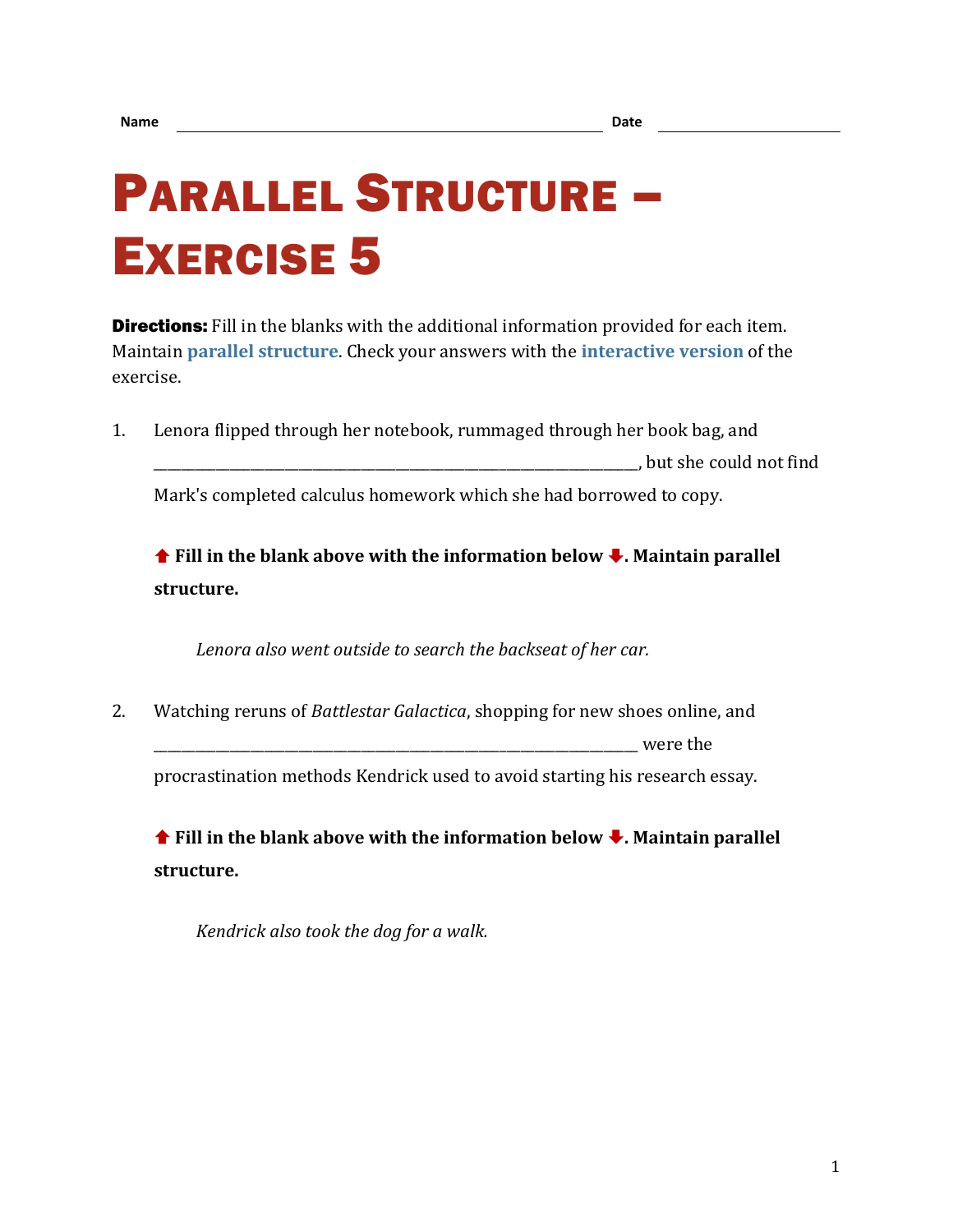Name \_\_\_\_\_\_\_\_\_\_\_\_\_\_\_\_\_\_\_\_\_\_\_\_\_\_\_\_\_\_\_\_\_\_\_\_\_\_\_\_ Date \_\_\_\_\_\_\_\_\_\_\_\_\_\_\_\_\_\_

# Parallel Structure – Exercise 5

**Directions:** Fill in the blanks with the additional information provided for each item. Maintain **parallel structure**. Check your answers with the **interactive version** of the exercise.

1. Lenora flipped through her notebook, rummaged through her book bag, and \_\_\_\_\_\_\_\_\_\_\_\_\_\_\_\_\_\_\_\_\_\_\_\_\_\_\_\_\_\_\_\_\_\_\_\_\_\_\_\_\_\_\_\_\_\_\_\_\_\_\_\_\_\_\_\_\_\_, but she could not find Mark's completed calculus homework which she had borrowed to copy.

   **⬆ Fill in the blank above with the information below ⬇. Maintain parallel structure.**

   *Lenora also went outside to search the backseat of her car.*

2. Watching reruns of *Battlestar Galactica*, shopping for new shoes online, and \_\_\_\_\_\_\_\_\_\_\_\_\_\_\_\_\_\_\_\_\_\_\_\_\_\_\_\_\_\_\_\_\_\_\_\_\_\_\_\_\_\_\_\_\_\_\_\_\_\_\_\_\_\_\_\_\_\_ were the procrastination methods Kendrick used to avoid starting his research essay.

   **⬆ Fill in the blank above with the information below ⬇. Maintain parallel structure.**

   *Kendrick also took the dog for a walk.*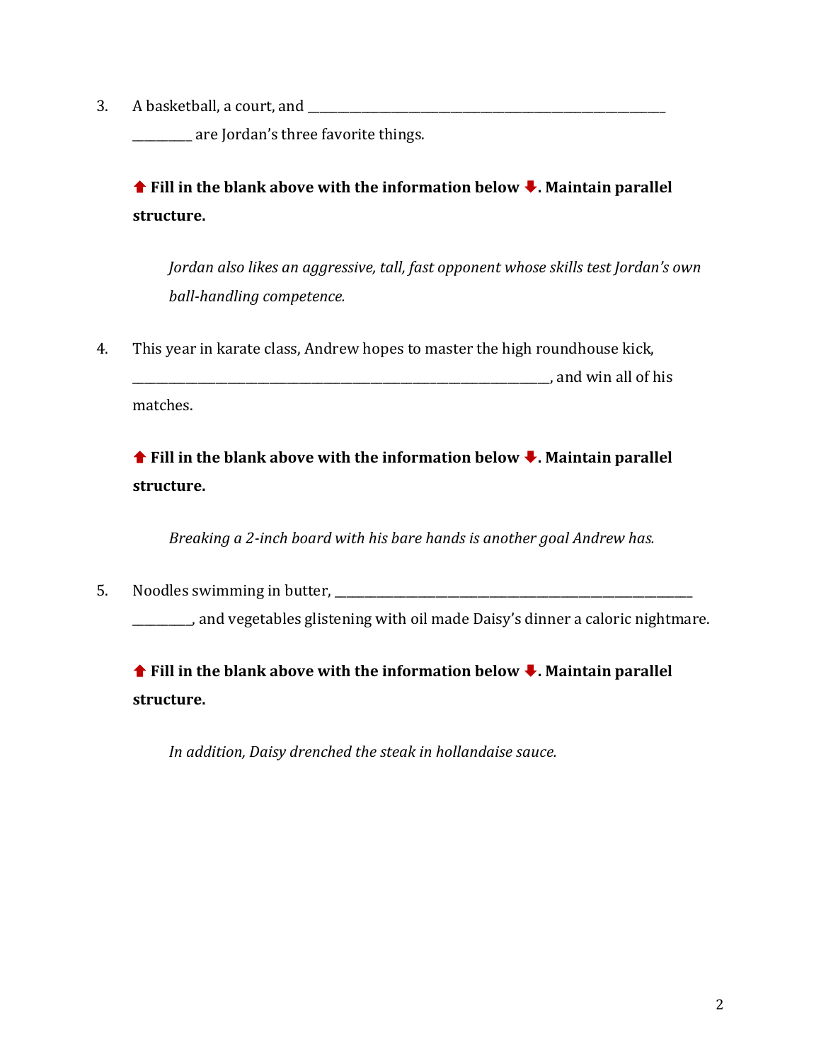3. A basketball, a court, and ____________________________________________________________ __________ are Jordan's three favorite things.

   ⬆ **Fill in the blank above with the information below ⬇. Maintain parallel structure.**

   *Jordan also likes an aggressive, tall, fast opponent whose skills test Jordan's own ball-handling competence.*

4. This year in karate class, Andrew hopes to master the high roundhouse kick, ______________________________________________________________________, and win all of his matches.

   ⬆ **Fill in the blank above with the information below ⬇. Maintain parallel structure.**

   *Breaking a 2-inch board with his bare hands is another goal Andrew has.*

5. Noodles swimming in butter, ____________________________________________________________ __________, and vegetables glistening with oil made Daisy's dinner a caloric nightmare.

   ⬆ **Fill in the blank above with the information below ⬇. Maintain parallel structure.**

   *In addition, Daisy drenched the steak in hollandaise sauce.*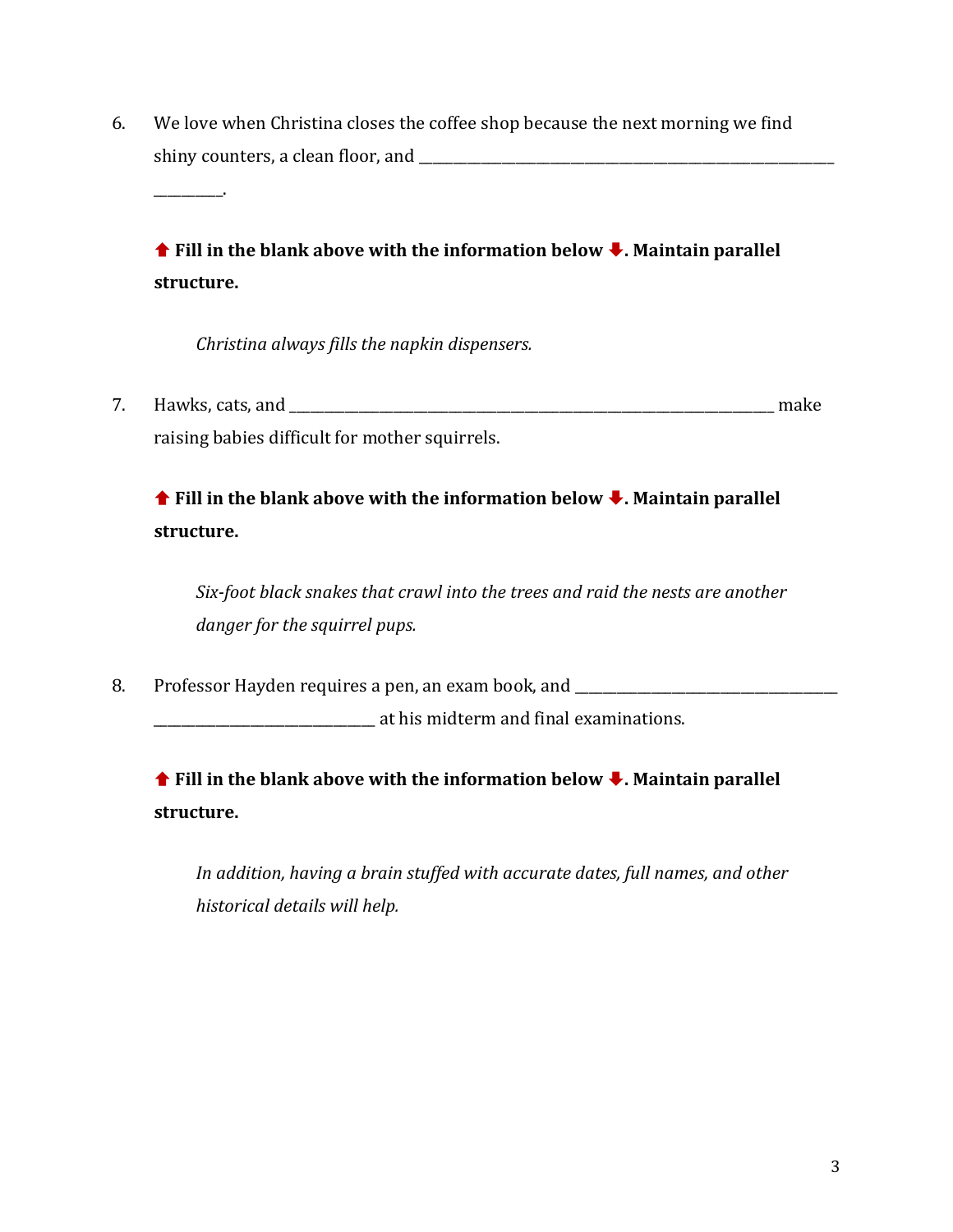6. We love when Christina closes the coffee shop because the next morning we find shiny counters, a clean floor, and ______________________________________________________________ __________.

   ⬆ **Fill in the blank above with the information below ⬇. Maintain parallel structure.**

   *Christina always fills the napkin dispensers.*

7. Hawks, cats, and ________________________________________________________________________ make raising babies difficult for mother squirrels.

   ⬆ **Fill in the blank above with the information below ⬇. Maintain parallel structure.**

   *Six-foot black snakes that crawl into the trees and raid the nests are another danger for the squirrel pups.*

8. Professor Hayden requires a pen, an exam book, and ______________________________________ ________________________________ at his midterm and final examinations.

   ⬆ **Fill in the blank above with the information below ⬇. Maintain parallel structure.**

   *In addition, having a brain stuffed with accurate dates, full names, and other historical details will help.*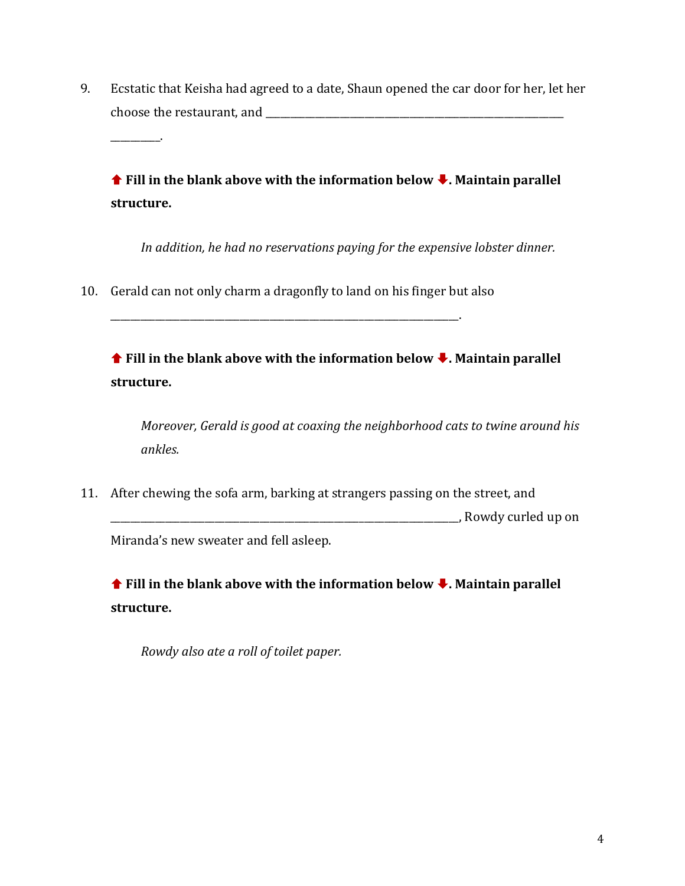9. Ecstatic that Keisha had agreed to a date, Shaun opened the car door for her, let her choose the restaurant, and ____________________________________________________________ __________.

   ⬆ **Fill in the blank above with the information below ⬇. Maintain parallel structure.**

   *In addition, he had no reservations paying for the expensive lobster dinner.*

10. Gerald can not only charm a dragonfly to land on his finger but also ____________________________________________________________________.

    ⬆ **Fill in the blank above with the information below ⬇. Maintain parallel structure.**

    *Moreover, Gerald is good at coaxing the neighborhood cats to twine around his ankles.*

11. After chewing the sofa arm, barking at strangers passing on the street, and ____________________________________________________________________, Rowdy curled up on Miranda's new sweater and fell asleep.

    ⬆ **Fill in the blank above with the information below ⬇. Maintain parallel structure.**

    *Rowdy also ate a roll of toilet paper.*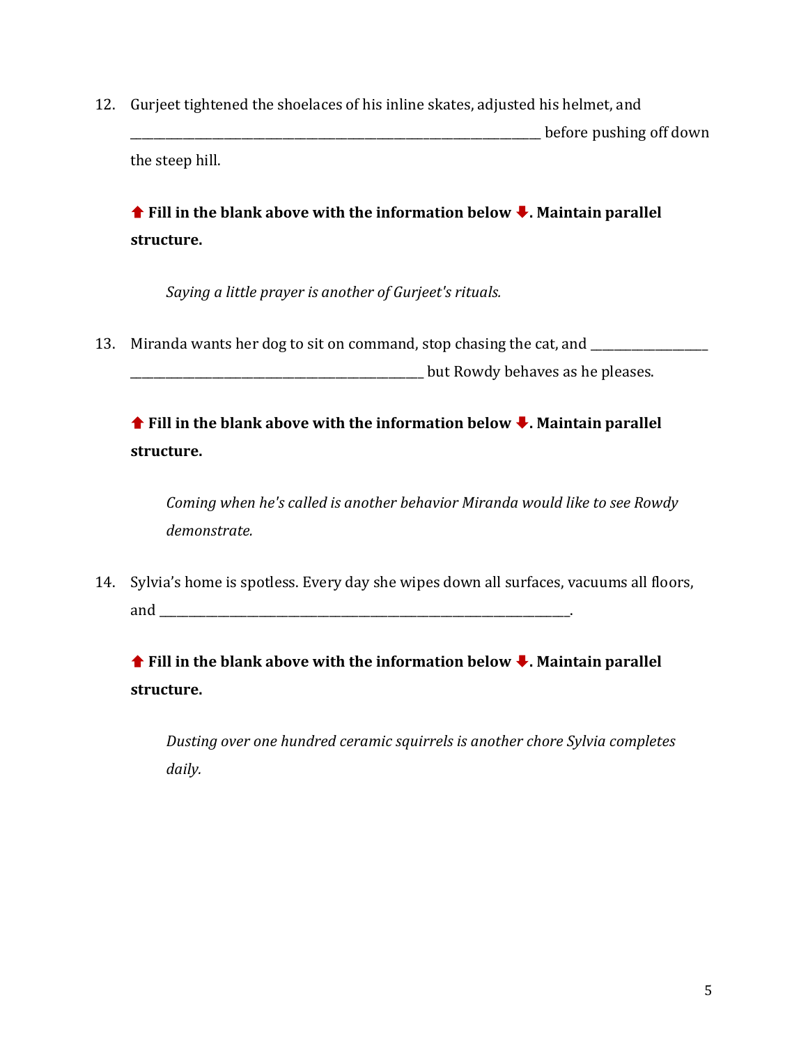12. Gurjeet tightened the shoelaces of his inline skates, adjusted his helmet, and _______________________________________________ before pushing off down the steep hill.

    ⬆ **Fill in the blank above with the information below ⬇. Maintain parallel structure.**

    *Saying a little prayer is another of Gurjeet's rituals.*

13. Miranda wants her dog to sit on command, stop chasing the cat, and _______________ _______________________________________ but Rowdy behaves as he pleases.

    ⬆ **Fill in the blank above with the information below ⬇. Maintain parallel structure.**

    *Coming when he's called is another behavior Miranda would like to see Rowdy demonstrate.*

14. Sylvia's home is spotless. Every day she wipes down all surfaces, vacuums all floors, and _______________________________________________.

    ⬆ **Fill in the blank above with the information below ⬇. Maintain parallel structure.**

    *Dusting over one hundred ceramic squirrels is another chore Sylvia completes daily.*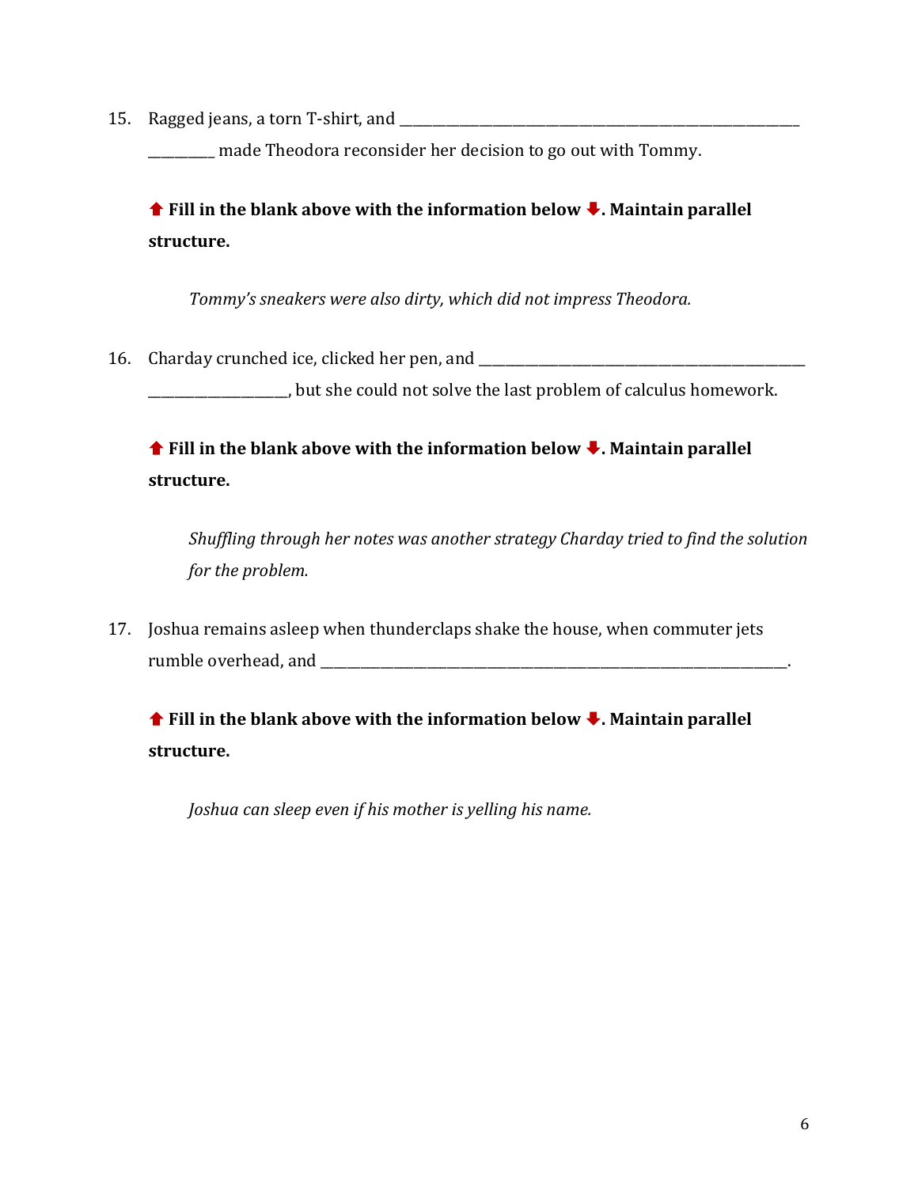15. Ragged jeans, a torn T-shirt, and ___________________________________________________________ _________ made Theodora reconsider her decision to go out with Tommy.

    ⬆ **Fill in the blank above with the information below ⬇. Maintain parallel structure.**

    *Tommy's sneakers were also dirty, which did not impress Theodora.*

16. Charday crunched ice, clicked her pen, and _______________________________________________ ___________________, but she could not solve the last problem of calculus homework.

    ⬆ **Fill in the blank above with the information below ⬇. Maintain parallel structure.**

    *Shuffling through her notes was another strategy Charday tried to find the solution for the problem.*

17. Joshua remains asleep when thunderclaps shake the house, when commuter jets rumble overhead, and _________________________________________________________________.

    ⬆ **Fill in the blank above with the information below ⬇. Maintain parallel structure.**

    *Joshua can sleep even if his mother is yelling his name.*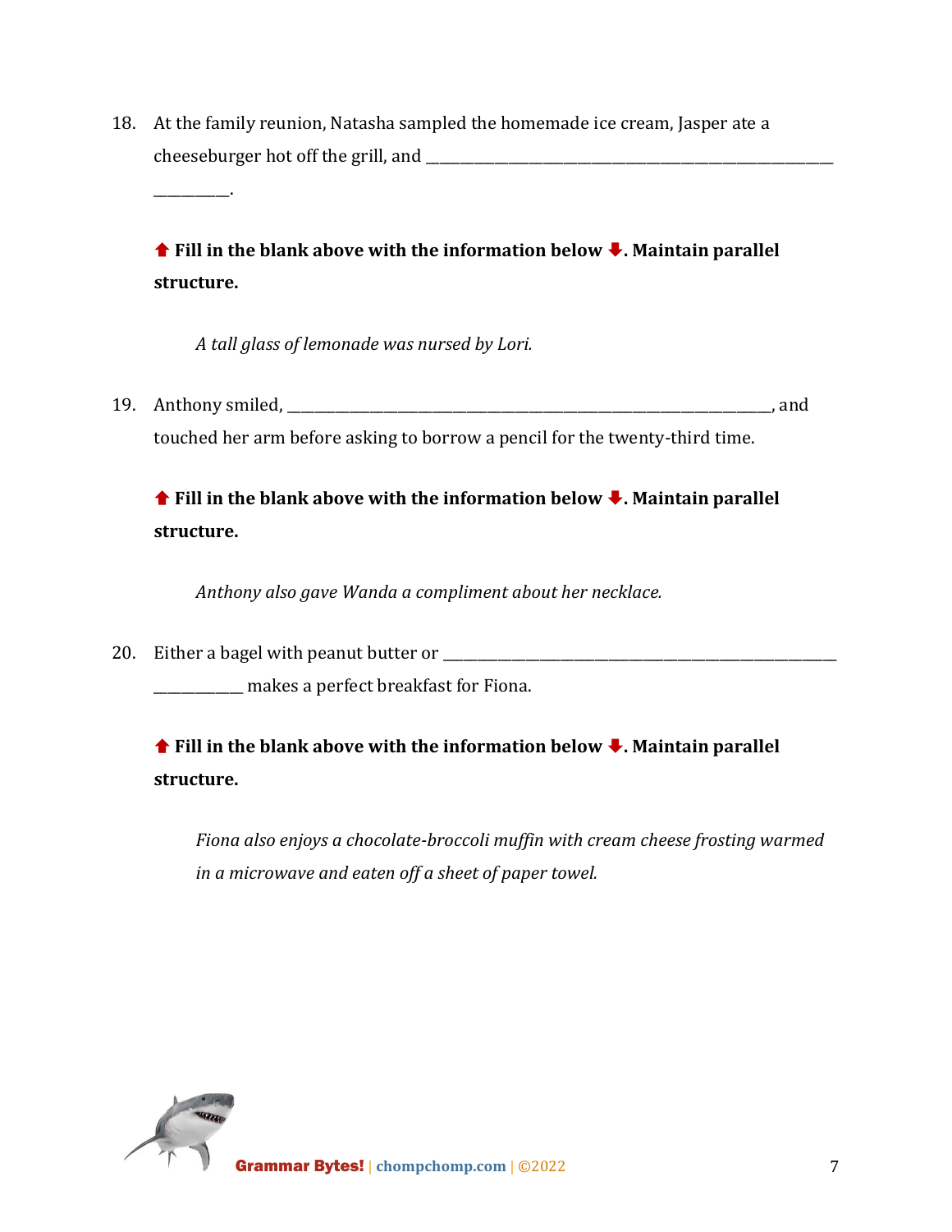18. At the family reunion, Natasha sampled the homemade ice cream, Jasper ate a cheeseburger hot off the grill, and ________________________________________________________________.

    ⬆ **Fill in the blank above with the information below ⬇. Maintain parallel structure.**

    *A tall glass of lemonade was nursed by Lori.*

19. Anthony smiled, ________________________________________________________________, and touched her arm before asking to borrow a pencil for the twenty-third time.

    ⬆ **Fill in the blank above with the information below ⬇. Maintain parallel structure.**

    *Anthony also gave Wanda a compliment about her necklace.*

20. Either a bagel with peanut butter or ________________________________________________________________ makes a perfect breakfast for Fiona.

    ⬆ **Fill in the blank above with the information below ⬇. Maintain parallel structure.**

    *Fiona also enjoys a chocolate-broccoli muffin with cream cheese frosting warmed in a microwave and eaten off a sheet of paper towel.*